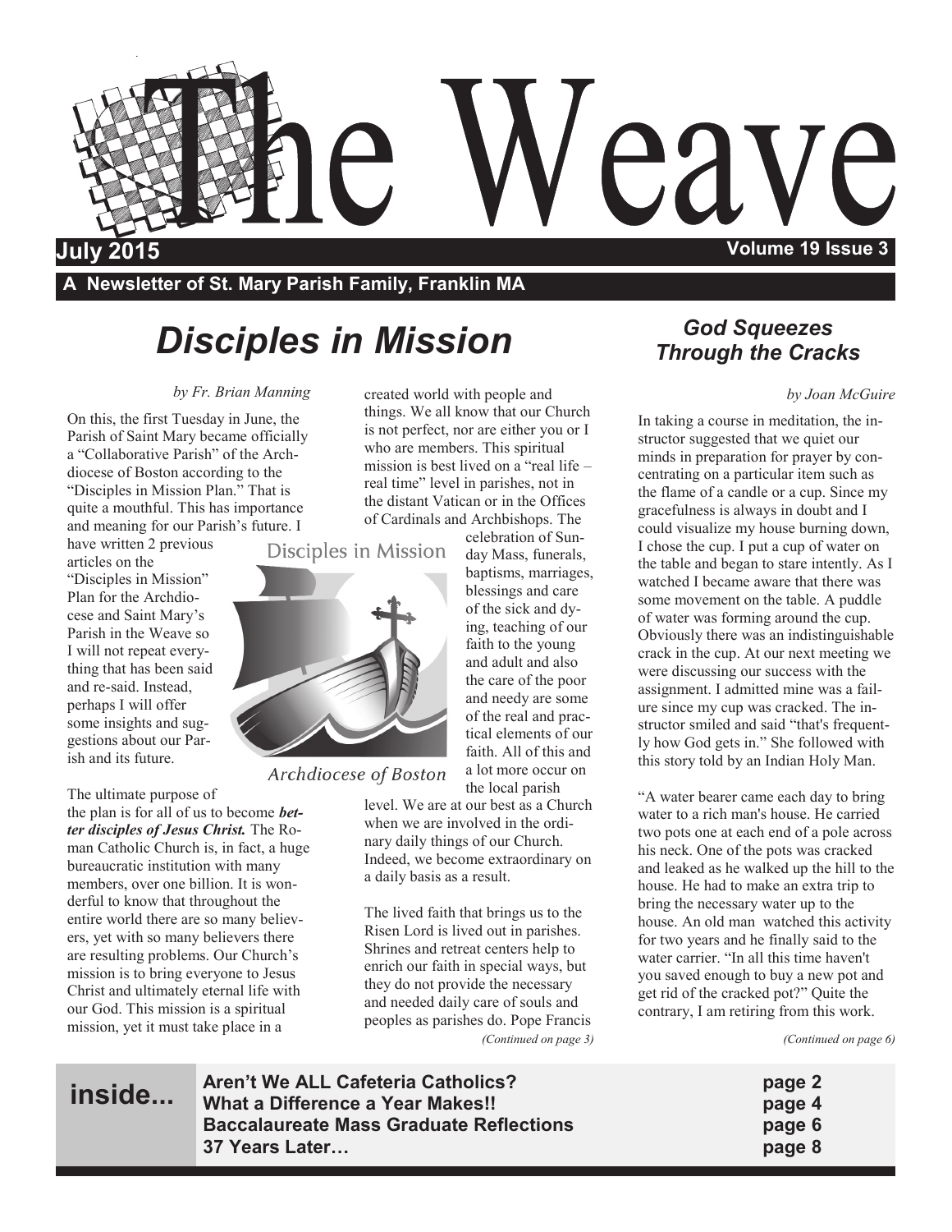# The Weave

**July 2015** **Volume 19 Issue 3**

**A Newsletter of St. Mary Parish Family, Franklin MA**

## Disciples in Mission

*by Fr. Brian Manning*

On this, the first Tuesday in June, the Parish of Saint Mary became officially a "Collaborative Parish" of the Archdiocese of Boston according to the "Disciples in Mission Plan." That is quite a mouthful. This has importance and meaning for our Parish's future. I have written 2 previous articles on the "Disciples in Mission" Plan for the Archdiocese and Saint Mary's Parish in the Weave so I will not repeat everything that has been said and re-said. Instead, perhaps I will offer some insights and suggestions about our Parish and its future.

Disciples in Mission

Archdiocese of Boston

The ultimate purpose of the plan is for all of us to become ***better disciples of Jesus Christ.*** The Roman Catholic Church is, in fact, a huge bureaucratic institution with many members, over one billion. It is wonderful to know that throughout the entire world there are so many believers, yet with so many believers there are resulting problems. Our Church's mission is to bring everyone to Jesus Christ and ultimately eternal life with our God. This mission is a spiritual mission, yet it must take place in a created world with people and things. We all know that our Church is not perfect, nor are either you or I who are members. This spiritual mission is best lived on a "real life – real time" level in parishes, not in the distant Vatican or in the Offices of Cardinals and Archbishops. The celebration of Sunday Mass, funerals, baptisms, marriages, blessings and care of the sick and dying, teaching of our faith to the young and adult and also the care of the poor and needy are some of the real and practical elements of our faith. All of this and a lot more occur on the local parish level. We are at our best as a Church when we are involved in the ordinary daily things of our Church. Indeed, we become extraordinary on a daily basis as a result.

The lived faith that brings us to the Risen Lord is lived out in parishes. Shrines and retreat centers help to enrich our faith in special ways, but they do not provide the necessary and needed daily care of souls and peoples as parishes do. Pope Francis

*(Continued on page 3)*

## God Squeezes Through the Cracks

*by Joan McGuire*

In taking a course in meditation, the instructor suggested that we quiet our minds in preparation for prayer by concentrating on a particular item such as the flame of a candle or a cup. Since my gracefulness is always in doubt and I could visualize my house burning down, I chose the cup. I put a cup of water on the table and began to stare intently. As I watched I became aware that there was some movement on the table. A puddle of water was forming around the cup. Obviously there was an indistinguishable crack in the cup. At our next meeting we were discussing our success with the assignment. I admitted mine was a failure since my cup was cracked. The instructor smiled and said "that's frequently how God gets in." She followed with this story told by an Indian Holy Man.

"A water bearer came each day to bring water to a rich man's house. He carried two pots one at each end of a pole across his neck. One of the pots was cracked and leaked as he walked up the hill to the house. He had to make an extra trip to bring the necessary water up to the house. An old man watched this activity for two years and he finally said to the water carrier. "In all this time haven't you saved enough to buy a new pot and get rid of the cracked pot?" Quite the contrary, I am retiring from this work.

*(Continued on page 6)*

**inside...**

| | |
|---|---|
| **Aren't We ALL Cafeteria Catholics?** | **page 2** |
| **What a Difference a Year Makes!!** | **page 4** |
| **Baccalaureate Mass Graduate Reflections** | **page 6** |
| **37 Years Later…** | **page 8** |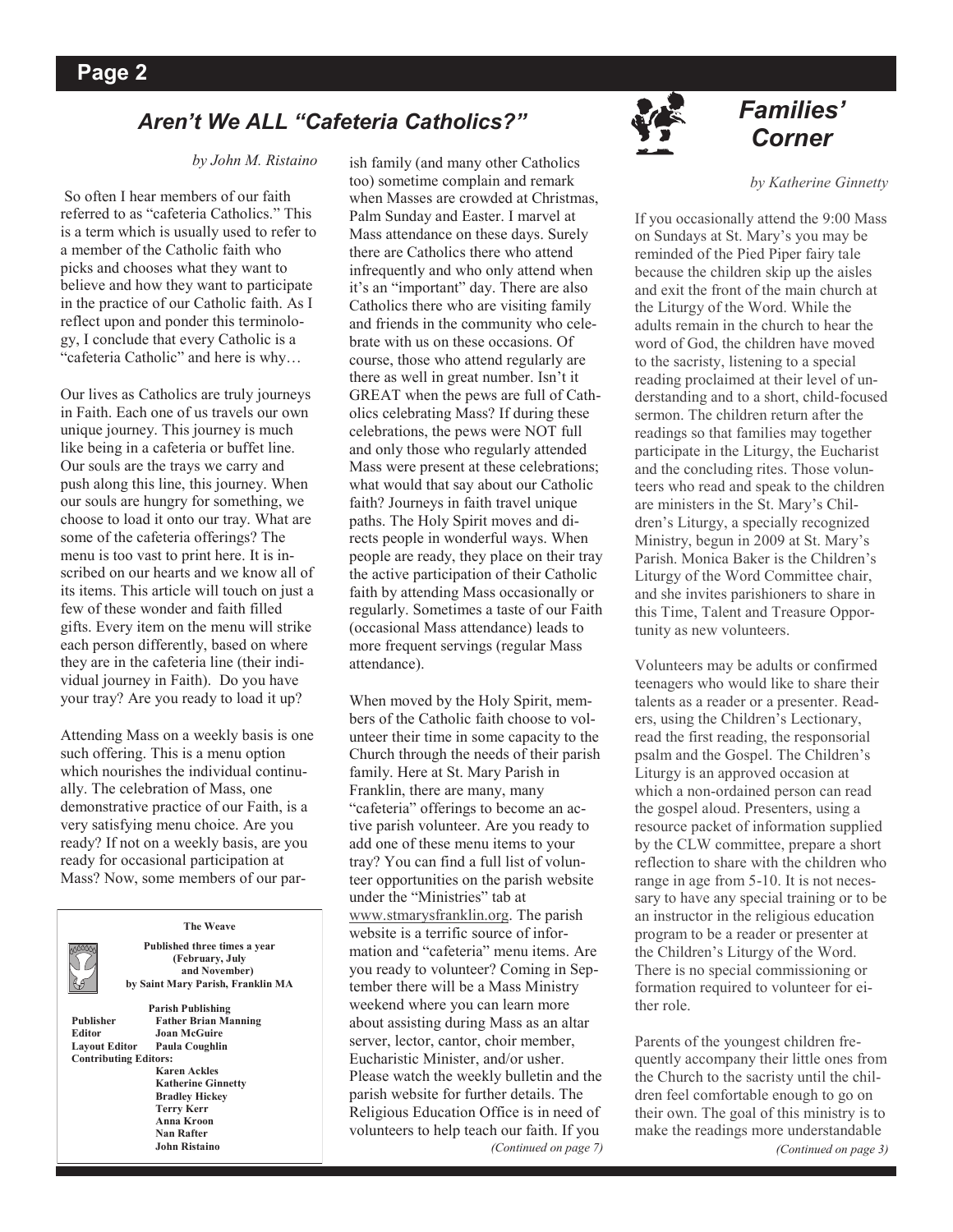## Aren't We ALL "Cafeteria Catholics?"

*by John M. Ristaino*

So often I hear members of our faith referred to as "cafeteria Catholics." This is a term which is usually used to refer to a member of the Catholic faith who picks and chooses what they want to believe and how they want to participate in the practice of our Catholic faith. As I reflect upon and ponder this terminology, I conclude that every Catholic is a "cafeteria Catholic" and here is why…

Our lives as Catholics are truly journeys in Faith. Each one of us travels our own unique journey. This journey is much like being in a cafeteria or buffet line. Our souls are the trays we carry and push along this line, this journey. When our souls are hungry for something, we choose to load it onto our tray. What are some of the cafeteria offerings? The menu is too vast to print here. It is inscribed on our hearts and we know all of its items. This article will touch on just a few of these wonder and faith filled gifts. Every item on the menu will strike each person differently, based on where they are in the cafeteria line (their individual journey in Faith). Do you have your tray? Are you ready to load it up?

Attending Mass on a weekly basis is one such offering. This is a menu option which nourishes the individual continually. The celebration of Mass, one demonstrative practice of our Faith, is a very satisfying menu choice. Are you ready? If not on a weekly basis, are you ready for occasional participation at Mass? Now, some members of our parish family (and many other Catholics too) sometime complain and remark when Masses are crowded at Christmas, Palm Sunday and Easter. I marvel at Mass attendance on these days. Surely there are Catholics there who attend infrequently and who only attend when it's an "important" day. There are also Catholics there who are visiting family and friends in the community who celebrate with us on these occasions. Of course, those who attend regularly are there as well in great number. Isn't it GREAT when the pews are full of Catholics celebrating Mass? If during these celebrations, the pews were NOT full and only those who regularly attended Mass were present at these celebrations; what would that say about our Catholic faith? Journeys in faith travel unique paths. The Holy Spirit moves and directs people in wonderful ways. When people are ready, they place on their tray the active participation of their Catholic faith by attending Mass occasionally or regularly. Sometimes a taste of our Faith (occasional Mass attendance) leads to more frequent servings (regular Mass attendance).

When moved by the Holy Spirit, members of the Catholic faith choose to volunteer their time in some capacity to the Church through the needs of their parish family. Here at St. Mary Parish in Franklin, there are many, many "cafeteria" offerings to become an active parish volunteer. Are you ready to add one of these menu items to your tray? You can find a full list of volunteer opportunities on the parish website under the "Ministries" tab at www.stmarysfranklin.org. The parish website is a terrific source of information and "cafeteria" menu items. Are you ready to volunteer? Coming in September there will be a Mass Ministry weekend where you can learn more about assisting during Mass as an altar server, lector, cantor, choir member, Eucharistic Minister, and/or usher. Please watch the weekly bulletin and the parish website for further details. The Religious Education Office is in need of volunteers to help teach our faith. If you

*(Continued on page 7)*

**The Weave**

**Published three times a year (February, July and November) by Saint Mary Parish, Franklin MA**

**Parish Publishing**

| | |
|---|---|
| **Publisher** | **Father Brian Manning** |
| **Editor** | **Joan McGuire** |
| **Layout Editor** | **Paula Coughlin** |
| **Contributing Editors:** | |
| | **Karen Ackles** |
| | **Katherine Ginnetty** |
| | **Bradley Hickey** |
| | **Terry Kerr** |
| | **Anna Kroon** |
| | **Nan Rafter** |
| | **John Ristaino** |

## Families' Corner

*by Katherine Ginnetty*

If you occasionally attend the 9:00 Mass on Sundays at St. Mary's you may be reminded of the Pied Piper fairy tale because the children skip up the aisles and exit the front of the main church at the Liturgy of the Word. While the adults remain in the church to hear the word of God, the children have moved to the sacristy, listening to a special reading proclaimed at their level of understanding and to a short, child-focused sermon. The children return after the readings so that families may together participate in the Liturgy, the Eucharist and the concluding rites. Those volunteers who read and speak to the children are ministers in the St. Mary's Children's Liturgy, a specially recognized Ministry, begun in 2009 at St. Mary's Parish. Monica Baker is the Children's Liturgy of the Word Committee chair, and she invites parishioners to share in this Time, Talent and Treasure Opportunity as new volunteers.

Volunteers may be adults or confirmed teenagers who would like to share their talents as a reader or a presenter. Readers, using the Children's Lectionary, read the first reading, the responsorial psalm and the Gospel. The Children's Liturgy is an approved occasion at which a non-ordained person can read the gospel aloud. Presenters, using a resource packet of information supplied by the CLW committee, prepare a short reflection to share with the children who range in age from 5-10. It is not necessary to have any special training or to be an instructor in the religious education program to be a reader or presenter at the Children's Liturgy of the Word. There is no special commissioning or formation required to volunteer for either role.

Parents of the youngest children frequently accompany their little ones from the Church to the sacristy until the children feel comfortable enough to go on their own. The goal of this ministry is to make the readings more understandable

*(Continued on page 3)*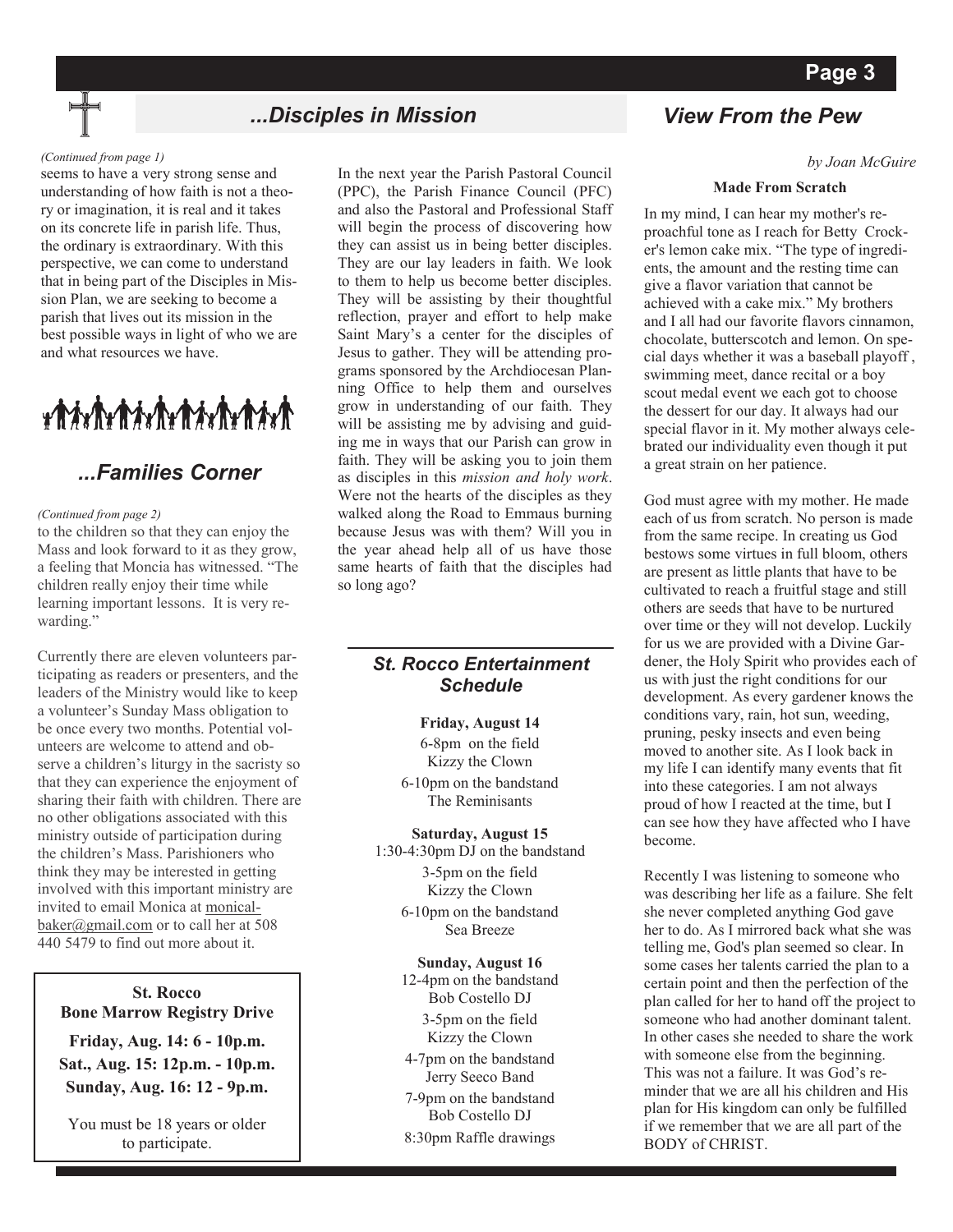## ...Disciples in Mission

*(Continued from page 1)*

seems to have a very strong sense and understanding of how faith is not a theory or imagination, it is real and it takes on its concrete life in parish life. Thus, the ordinary is extraordinary. With this perspective, we can come to understand that in being part of the Disciples in Mission Plan, we are seeking to become a parish that lives out its mission in the best possible ways in light of who we are and what resources we have.

In the next year the Parish Pastoral Council (PPC), the Parish Finance Council (PFC) and also the Pastoral and Professional Staff will begin the process of discovering how they can assist us in being better disciples. They are our lay leaders in faith. We look to them to help us become better disciples. They will be assisting by their thoughtful reflection, prayer and effort to help make Saint Mary's a center for the disciples of Jesus to gather. They will be attending programs sponsored by the Archdiocesan Planning Office to help them and ourselves grow in understanding of our faith. They will be assisting me by advising and guiding me in ways that our Parish can grow in faith. They will be asking you to join them as disciples in this *mission and holy work*. Were not the hearts of the disciples as they walked along the Road to Emmaus burning because Jesus was with them? Will you in the year ahead help all of us have those same hearts of faith that the disciples had so long ago?

## ...Families Corner

*(Continued from page 2)*

to the children so that they can enjoy the Mass and look forward to it as they grow, a feeling that Moncia has witnessed. "The children really enjoy their time while learning important lessons. It is very rewarding."

Currently there are eleven volunteers participating as readers or presenters, and the leaders of the Ministry would like to keep a volunteer's Sunday Mass obligation to be once every two months. Potential volunteers are welcome to attend and observe a children's liturgy in the sacristy so that they can experience the enjoyment of sharing their faith with children. There are no other obligations associated with this ministry outside of participation during the children's Mass. Parishioners who think they may be interested in getting involved with this important ministry are invited to email Monica at monicalbaker@gmail.com or to call her at 508 440 5479 to find out more about it.

**St. Rocco**
**Bone Marrow Registry Drive**

**Friday, Aug. 14: 6 - 10p.m.**
**Sat., Aug. 15: 12p.m. - 10p.m.**
**Sunday, Aug. 16: 12 - 9p.m.**

You must be 18 years or older to participate.

### St. Rocco Entertainment Schedule

**Friday, August 14**
6-8pm on the field
Kizzy the Clown
6-10pm on the bandstand
The Reminisants

**Saturday, August 15**
1:30-4:30pm DJ on the bandstand
3-5pm on the field
Kizzy the Clown
6-10pm on the bandstand
Sea Breeze

**Sunday, August 16**
12-4pm on the bandstand
Bob Costello DJ
3-5pm on the field
Kizzy the Clown
4-7pm on the bandstand
Jerry Seeco Band
7-9pm on the bandstand
Bob Costello DJ
8:30pm Raffle drawings

## View From the Pew

*by Joan McGuire*

**Made From Scratch**

In my mind, I can hear my mother's reproachful tone as I reach for Betty Crocker's lemon cake mix. "The type of ingredients, the amount and the resting time can give a flavor variation that cannot be achieved with a cake mix." My brothers and I all had our favorite flavors cinnamon, chocolate, butterscotch and lemon. On special days whether it was a baseball playoff , swimming meet, dance recital or a boy scout medal event we each got to choose the dessert for our day. It always had our special flavor in it. My mother always celebrated our individuality even though it put a great strain on her patience.

God must agree with my mother. He made each of us from scratch. No person is made from the same recipe. In creating us God bestows some virtues in full bloom, others are present as little plants that have to be cultivated to reach a fruitful stage and still others are seeds that have to be nurtured over time or they will not develop. Luckily for us we are provided with a Divine Gardener, the Holy Spirit who provides each of us with just the right conditions for our development. As every gardener knows the conditions vary, rain, hot sun, weeding, pruning, pesky insects and even being moved to another site. As I look back in my life I can identify many events that fit into these categories. I am not always proud of how I reacted at the time, but I can see how they have affected who I have become.

Recently I was listening to someone who was describing her life as a failure. She felt she never completed anything God gave her to do. As I mirrored back what she was telling me, God's plan seemed so clear. In some cases her talents carried the plan to a certain point and then the perfection of the plan called for her to hand off the project to someone who had another dominant talent. In other cases she needed to share the work with someone else from the beginning. This was not a failure. It was God's reminder that we are all his children and His plan for His kingdom can only be fulfilled if we remember that we are all part of the BODY of CHRIST.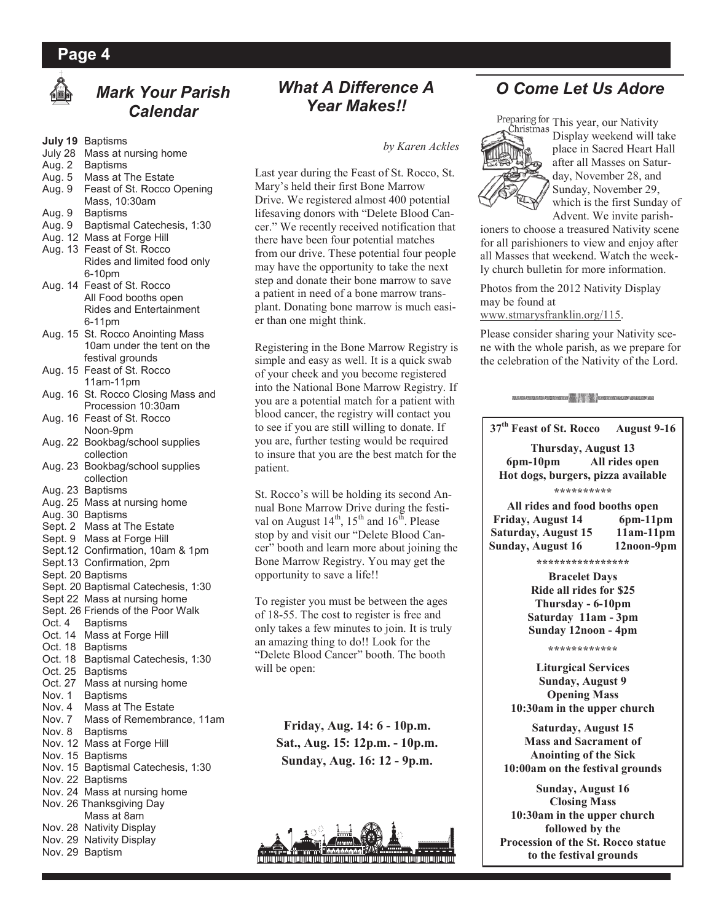## Mark Your Parish Calendar

**July 19** Baptisms
July 28 Mass at nursing home
Aug. 2 Baptisms
Aug. 5 Mass at The Estate
Aug. 9 Feast of St. Rocco Opening Mass, 10:30am
Aug. 9 Baptisms
Aug. 9 Baptismal Catechesis, 1:30
Aug. 12 Mass at Forge Hill
Aug. 13 Feast of St. Rocco Rides and limited food only 6-10pm
Aug. 14 Feast of St. Rocco All Food booths open Rides and Entertainment 6-11pm
Aug. 15 St. Rocco Anointing Mass 10am under the tent on the festival grounds
Aug. 15 Feast of St. Rocco 11am-11pm
Aug. 16 St. Rocco Closing Mass and Procession 10:30am
Aug. 16 Feast of St. Rocco Noon-9pm
Aug. 22 Bookbag/school supplies collection
Aug. 23 Bookbag/school supplies collection
Aug. 23 Baptisms
Aug. 25 Mass at nursing home
Aug. 30 Baptisms
Sept. 2 Mass at The Estate
Sept. 9 Mass at Forge Hill
Sept.12 Confirmation, 10am & 1pm
Sept.13 Confirmation, 2pm
Sept. 20 Baptisms
Sept. 20 Baptismal Catechesis, 1:30
Sept 22 Mass at nursing home
Sept. 26 Friends of the Poor Walk
Oct. 4 Baptisms
Oct. 14 Mass at Forge Hill
Oct. 18 Baptisms
Oct. 18 Baptismal Catechesis, 1:30
Oct. 25 Baptisms
Oct. 27 Mass at nursing home
Nov. 1 Baptisms
Nov. 4 Mass at The Estate
Nov. 7 Mass of Remembrance, 11am
Nov. 8 Baptisms
Nov. 12 Mass at Forge Hill
Nov. 15 Baptisms
Nov. 15 Baptismal Catechesis, 1:30
Nov. 22 Baptisms
Nov. 24 Mass at nursing home
Nov. 26 Thanksgiving Day Mass at 8am
Nov. 28 Nativity Display
Nov. 29 Nativity Display
Nov. 29 Baptism

## What A Difference A Year Makes!!

*by Karen Ackles*

Last year during the Feast of St. Rocco, St. Mary's held their first Bone Marrow Drive. We registered almost 400 potential lifesaving donors with "Delete Blood Cancer." We recently received notification that there have been four potential matches from our drive. These potential four people may have the opportunity to take the next step and donate their bone marrow to save a patient in need of a bone marrow transplant. Donating bone marrow is much easier than one might think.

Registering in the Bone Marrow Registry is simple and easy as well. It is a quick swab of your cheek and you become registered into the National Bone Marrow Registry. If you are a potential match for a patient with blood cancer, the registry will contact you to see if you are still willing to donate. If you are, further testing would be required to insure that you are the best match for the patient.

St. Rocco's will be holding its second Annual Bone Marrow Drive during the festival on August 14th, 15th and 16th. Please stop by and visit our "Delete Blood Cancer" booth and learn more about joining the Bone Marrow Registry. You may get the opportunity to save a life!!

To register you must be between the ages of 18-55. The cost to register is free and only takes a few minutes to join. It is truly an amazing thing to do!! Look for the "Delete Blood Cancer" booth. The booth will be open:

**Friday, Aug. 14: 6 - 10p.m.**
**Sat., Aug. 15: 12p.m. - 10p.m.**
**Sunday, Aug. 16: 12 - 9p.m.**

## O Come Let Us Adore

Preparing for Christmas

This year, our Nativity Display weekend will take place in Sacred Heart Hall after all Masses on Saturday, November 28, and Sunday, November 29, which is the first Sunday of Advent. We invite parishioners to choose a treasured Nativity scene for all parishioners to view and enjoy after all Masses that weekend. Watch the weekly church bulletin for more information.

Photos from the 2012 Nativity Display may be found at www.stmarysfranklin.org/115.

Please consider sharing your Nativity scene with the whole parish, as we prepare for the celebration of the Nativity of the Lord.

**37th Feast of St. Rocco August 9-16**

**Thursday, August 13**
**6pm-10pm All rides open**
**Hot dogs, burgers, pizza available**

**All rides and food booths open**
**Friday, August 14 6pm-11pm**
**Saturday, August 15 11am-11pm**
**Sunday, August 16 12noon-9pm**

**Bracelet Days**
**Ride all rides for $25**
**Thursday - 6-10pm**
**Saturday 11am - 3pm**
**Sunday 12noon - 4pm**

**Liturgical Services**

**Sunday, August 9**
**Opening Mass**
**10:30am in the upper church**

**Saturday, August 15**
**Mass and Sacrament of Anointing of the Sick**
**10:00am on the festival grounds**

**Sunday, August 16**
**Closing Mass**
**10:30am in the upper church followed by the Procession of the St. Rocco statue to the festival grounds**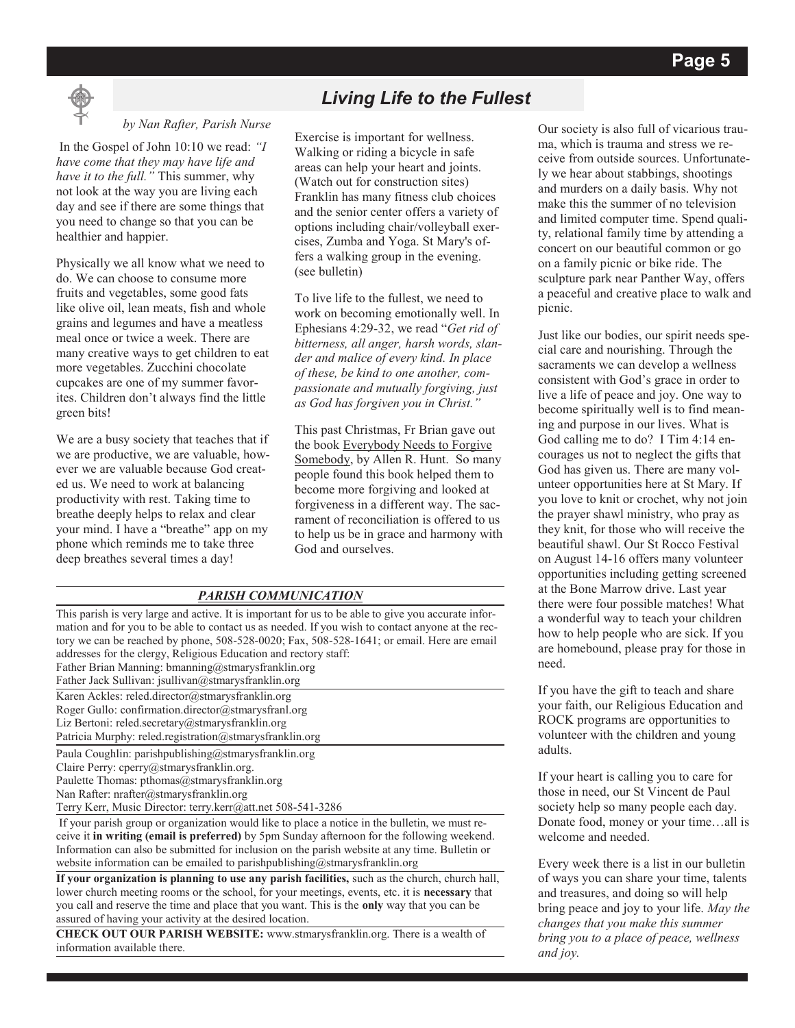## Living Life to the Fullest

*by Nan Rafter, Parish Nurse*

In the Gospel of John 10:10 we read: *"I have come that they may have life and have it to the full."* This summer, why not look at the way you are living each day and see if there are some things that you need to change so that you can be healthier and happier.

Physically we all know what we need to do. We can choose to consume more fruits and vegetables, some good fats like olive oil, lean meats, fish and whole grains and legumes and have a meatless meal once or twice a week. There are many creative ways to get children to eat more vegetables. Zucchini chocolate cupcakes are one of my summer favorites. Children don't always find the little green bits!

We are a busy society that teaches that if we are productive, we are valuable, however we are valuable because God created us. We need to work at balancing productivity with rest. Taking time to breathe deeply helps to relax and clear your mind. I have a "breathe" app on my phone which reminds me to take three deep breathes several times a day!

Exercise is important for wellness. Walking or riding a bicycle in safe areas can help your heart and joints. (Watch out for construction sites) Franklin has many fitness club choices and the senior center offers a variety of options including chair/volleyball exercises, Zumba and Yoga. St Mary's offers a walking group in the evening. (see bulletin)

To live life to the fullest, we need to work on becoming emotionally well. In Ephesians 4:29-32, we read "*Get rid of bitterness, all anger, harsh words, slander and malice of every kind. In place of these, be kind to one another, compassionate and mutually forgiving, just as God has forgiven you in Christ."*

This past Christmas, Fr Brian gave out the book Everybody Needs to Forgive Somebody, by Allen R. Hunt. So many people found this book helped them to become more forgiving and looked at forgiveness in a different way. The sacrament of reconciliation is offered to us to help us be in grace and harmony with God and ourselves.

Our society is also full of vicarious trauma, which is trauma and stress we receive from outside sources. Unfortunately we hear about stabbings, shootings and murders on a daily basis. Why not make this the summer of no television and limited computer time. Spend quality, relational family time by attending a concert on our beautiful common or go on a family picnic or bike ride. The sculpture park near Panther Way, offers a peaceful and creative place to walk and picnic.

Just like our bodies, our spirit needs special care and nourishing. Through the sacraments we can develop a wellness consistent with God's grace in order to live a life of peace and joy. One way to become spiritually well is to find meaning and purpose in our lives. What is God calling me to do? I Tim 4:14 encourages us not to neglect the gifts that God has given us. There are many volunteer opportunities here at St Mary. If you love to knit or crochet, why not join the prayer shawl ministry, who pray as they knit, for those who will receive the beautiful shawl. Our St Rocco Festival on August 14-16 offers many volunteer opportunities including getting screened at the Bone Marrow drive. Last year there were four possible matches! What a wonderful way to teach your children how to help people who are sick. If you are homebound, please pray for those in need.

If you have the gift to teach and share your faith, our Religious Education and ROCK programs are opportunities to volunteer with the children and young adults.

If your heart is calling you to care for those in need, our St Vincent de Paul society help so many people each day. Donate food, money or your time…all is welcome and needed.

Every week there is a list in our bulletin of ways you can share your time, talents and treasures, and doing so will help bring peace and joy to your life. *May the changes that you make this summer bring you to a place of peace, wellness and joy.*

### *PARISH COMMUNICATION*

This parish is very large and active. It is important for us to be able to give you accurate information and for you to be able to contact us as needed. If you wish to contact anyone at the rectory we can be reached by phone, 508-528-0020; Fax, 508-528-1641; or email. Here are email addresses for the clergy, Religious Education and rectory staff:

Father Brian Manning: bmanning@stmarysfranklin.org
Father Jack Sullivan: jsullivan@stmarysfranklin.org

Karen Ackles: reled.director@stmarysfranklin.org
Roger Gullo: confirmation.director@stmarysfranl.org
Liz Bertoni: reled.secretary@stmarysfranklin.org
Patricia Murphy: reled.registration@stmarysfranklin.org

Paula Coughlin: parishpublishing@stmarysfranklin.org
Claire Perry: cperry@stmarysfranklin.org.
Paulette Thomas: pthomas@stmarysfranklin.org
Nan Rafter: nrafter@stmarysfranklin.org
Terry Kerr, Music Director: terry.kerr@att.net 508-541-3286

If your parish group or organization would like to place a notice in the bulletin, we must receive it **in writing (email is preferred)** by 5pm Sunday afternoon for the following weekend. Information can also be submitted for inclusion on the parish website at any time. Bulletin or website information can be emailed to parishpublishing@stmarysfranklin.org

**If your organization is planning to use any parish facilities,** such as the church, church hall, lower church meeting rooms or the school, for your meetings, events, etc. it is **necessary** that you call and reserve the time and place that you want. This is the **only** way that you can be assured of having your activity at the desired location.

**CHECK OUT OUR PARISH WEBSITE:** www.stmarysfranklin.org. There is a wealth of information available there.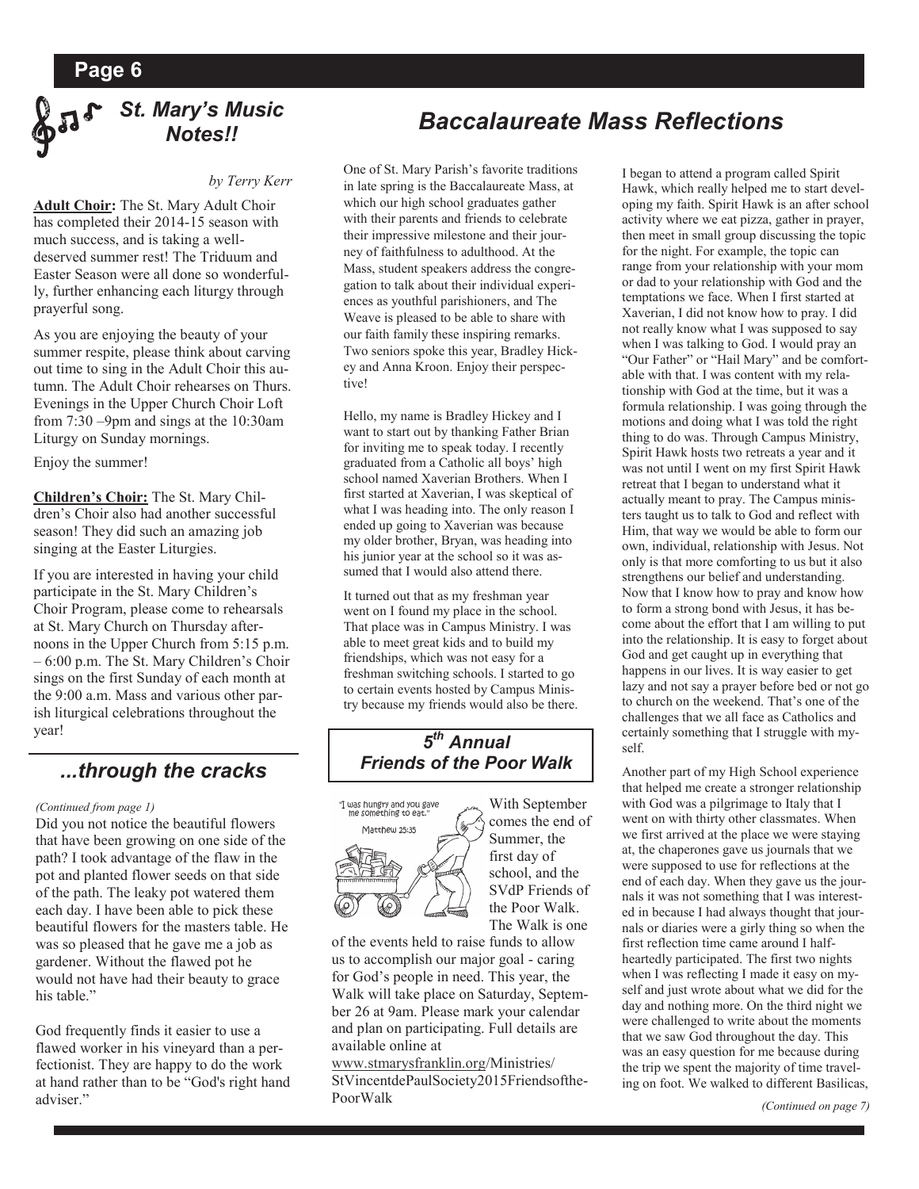## St. Mary's Music Notes!!

*by Terry Kerr*

**Adult Choir:** The St. Mary Adult Choir has completed their 2014-15 season with much success, and is taking a well-deserved summer rest! The Triduum and Easter Season were all done so wonderfully, further enhancing each liturgy through prayerful song.

As you are enjoying the beauty of your summer respite, please think about carving out time to sing in the Adult Choir this autumn. The Adult Choir rehearses on Thurs. Evenings in the Upper Church Choir Loft from 7:30 –9pm and sings at the 10:30am Liturgy on Sunday mornings.

Enjoy the summer!

**Children's Choir:** The St. Mary Children's Choir also had another successful season! They did such an amazing job singing at the Easter Liturgies.

If you are interested in having your child participate in the St. Mary Children's Choir Program, please come to rehearsals at St. Mary Church on Thursday afternoons in the Upper Church from 5:15 p.m. – 6:00 p.m. The St. Mary Children's Choir sings on the first Sunday of each month at the 9:00 a.m. Mass and various other parish liturgical celebrations throughout the year!

## ...through the cracks

*(Continued from page 1)*

Did you not notice the beautiful flowers that have been growing on one side of the path? I took advantage of the flaw in the pot and planted flower seeds on that side of the path. The leaky pot watered them each day. I have been able to pick these beautiful flowers for the masters table. He was so pleased that he gave me a job as gardener. Without the flawed pot he would not have had their beauty to grace his table."

God frequently finds it easier to use a flawed worker in his vineyard than a perfectionist. They are happy to do the work at hand rather than to be "God's right hand adviser."

## Baccalaureate Mass Reflections

One of St. Mary Parish's favorite traditions in late spring is the Baccalaureate Mass, at which our high school graduates gather with their parents and friends to celebrate their impressive milestone and their journey of faithfulness to adulthood. At the Mass, student speakers address the congregation to talk about their individual experiences as youthful parishioners, and The Weave is pleased to be able to share with our faith family these inspiring remarks. Two seniors spoke this year, Bradley Hickey and Anna Kroon. Enjoy their perspective!

Hello, my name is Bradley Hickey and I want to start out by thanking Father Brian for inviting me to speak today. I recently graduated from a Catholic all boys' high school named Xaverian Brothers. When I first started at Xaverian, I was skeptical of what I was heading into. The only reason I ended up going to Xaverian was because my older brother, Bryan, was heading into his junior year at the school so it was assumed that I would also attend there.

It turned out that as my freshman year went on I found my place in the school. That place was in Campus Ministry. I was able to meet great kids and to build my friendships, which was not easy for a freshman switching schools. I started to go to certain events hosted by Campus Ministry because my friends would also be there. I began to attend a program called Spirit Hawk, which really helped me to start developing my faith. Spirit Hawk is an after school activity where we eat pizza, gather in prayer, then meet in small group discussing the topic for the night. For example, the topic can range from your relationship with your mom or dad to your relationship with God and the temptations we face. When I first started at Xaverian, I did not know how to pray. I did not really know what I was supposed to say when I was talking to God. I would pray an "Our Father" or "Hail Mary" and be comfortable with that. I was content with my relationship with God at the time, but it was a formula relationship. I was going through the motions and doing what I was told the right thing to do was. Through Campus Ministry, Spirit Hawk hosts two retreats a year and it was not until I went on my first Spirit Hawk retreat that I began to understand what it actually meant to pray. The Campus ministers taught us to talk to God and reflect with Him, that way we would be able to form our own, individual, relationship with Jesus. Not only is that more comforting to us but it also strengthens our belief and understanding. Now that I know how to pray and know how to form a strong bond with Jesus, it has become about the effort that I am willing to put into the relationship. It is easy to forget about God and get caught up in everything that happens in our lives. It is way easier to get lazy and not say a prayer before bed or not go to church on the weekend. That's one of the challenges that we all face as Catholics and certainly something that I struggle with myself.

Another part of my High School experience that helped me create a stronger relationship with God was a pilgrimage to Italy that I went on with thirty other classmates. When we first arrived at the place we were staying at, the chaperones gave us journals that we were supposed to use for reflections at the end of each day. When they gave us the journals it was not something that I was interested in because I had always thought that journals or diaries were a girly thing so when the first reflection time came around I half-heartedly participated. The first two nights when I was reflecting I made it easy on myself and just wrote about what we did for the day and nothing more. On the third night we were challenged to write about the moments that we saw God throughout the day. This was an easy question for me because during the trip we spent the majority of time traveling on foot. We walked to different Basilicas,

*(Continued on page 7)*

### 5th Annual Friends of the Poor Walk

"I was hungry and you gave me something to eat." Matthew 25:35

With September comes the end of Summer, the first day of school, and the SVdP Friends of the Poor Walk. The Walk is one of the events held to raise funds to allow us to accomplish our major goal - caring for God's people in need. This year, the Walk will take place on Saturday, September 26 at 9am. Please mark your calendar and plan on participating. Full details are available online at www.stmarysfranklin.org/Ministries/StVincentdePaulSociety2015FriendsofthePoorWalk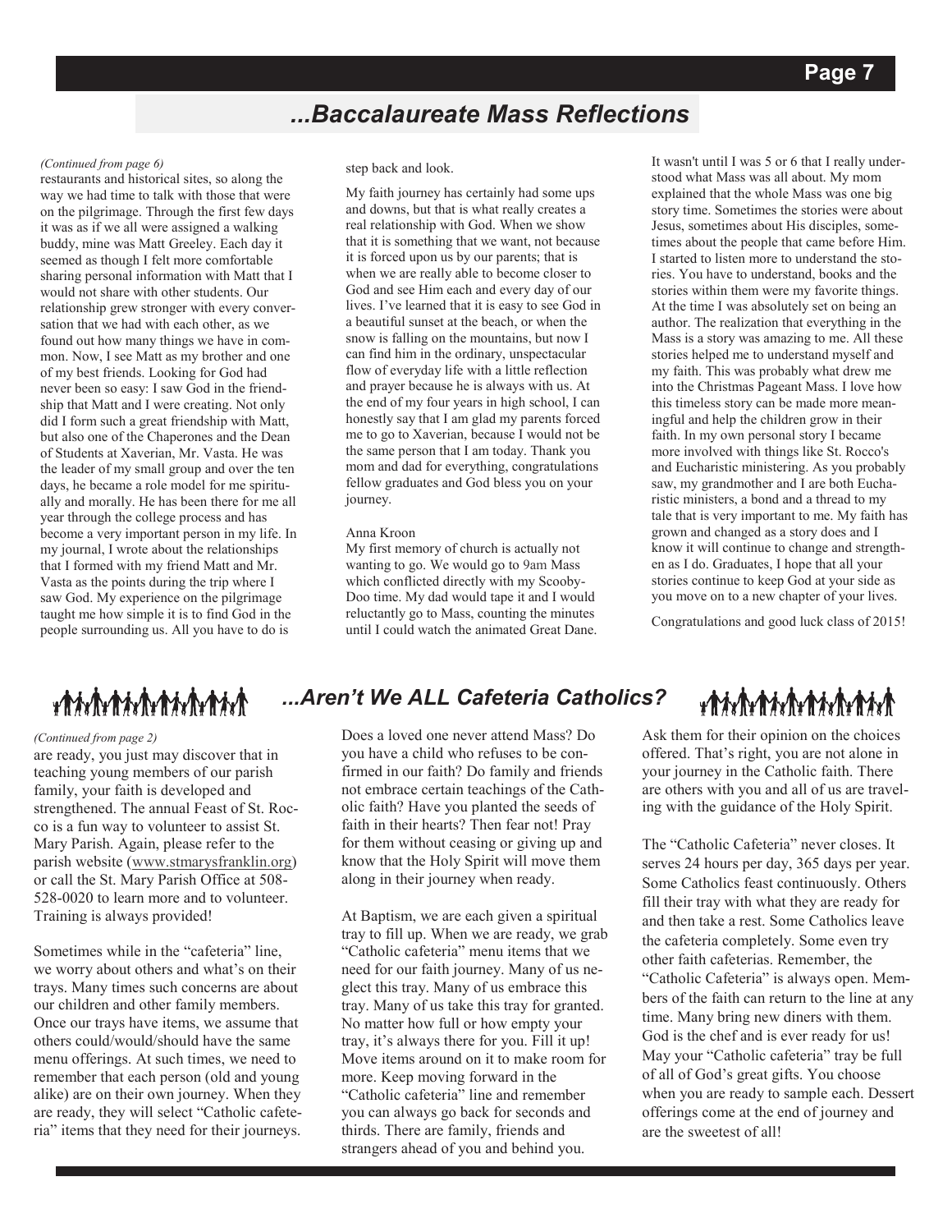## ...Baccalaureate Mass Reflections

*(Continued from page 6)*

restaurants and historical sites, so along the way we had time to talk with those that were on the pilgrimage. Through the first few days it was as if we all were assigned a walking buddy, mine was Matt Greeley. Each day it seemed as though I felt more comfortable sharing personal information with Matt that I would not share with other students. Our relationship grew stronger with every conversation that we had with each other, as we found out how many things we have in common. Now, I see Matt as my brother and one of my best friends. Looking for God had never been so easy: I saw God in the friendship that Matt and I were creating. Not only did I form such a great friendship with Matt, but also one of the Chaperones and the Dean of Students at Xaverian, Mr. Vasta. He was the leader of my small group and over the ten days, he became a role model for me spiritually and morally. He has been there for me all year through the college process and has become a very important person in my life. In my journal, I wrote about the relationships that I formed with my friend Matt and Mr. Vasta as the points during the trip where I saw God. My experience on the pilgrimage taught me how simple it is to find God in the people surrounding us. All you have to do is step back and look.

My faith journey has certainly had some ups and downs, but that is what really creates a real relationship with God. When we show that it is something that we want, not because it is forced upon us by our parents; that is when we are really able to become closer to God and see Him each and every day of our lives. I've learned that it is easy to see God in a beautiful sunset at the beach, or when the snow is falling on the mountains, but now I can find him in the ordinary, unspectacular flow of everyday life with a little reflection and prayer because he is always with us. At the end of my four years in high school, I can honestly say that I am glad my parents forced me to go to Xaverian, because I would not be the same person that I am today. Thank you mom and dad for everything, congratulations fellow graduates and God bless you on your journey.

Anna Kroon

My first memory of church is actually not wanting to go. We would go to 9am Mass which conflicted directly with my Scooby-Doo time. My dad would tape it and I would reluctantly go to Mass, counting the minutes until I could watch the animated Great Dane. It wasn't until I was 5 or 6 that I really understood what Mass was all about. My mom explained that the whole Mass was one big story time. Sometimes the stories were about Jesus, sometimes about His disciples, sometimes about the people that came before Him. I started to listen more to understand the stories. You have to understand, books and the stories within them were my favorite things. At the time I was absolutely set on being an author. The realization that everything in the Mass is a story was amazing to me. All these stories helped me to understand myself and my faith. This was probably what drew me into the Christmas Pageant Mass. I love how this timeless story can be made more meaningful and help the children grow in their faith. In my own personal story I became more involved with things like St. Rocco's and Eucharistic ministering. As you probably saw, my grandmother and I are both Eucharistic ministers, a bond and a thread to my tale that is very important to me. My faith has grown and changed as a story does and I know it will continue to change and strengthen as I do. Graduates, I hope that all your stories continue to keep God at your side as you move on to a new chapter of your lives.

Congratulations and good luck class of 2015!

## ...Aren't We ALL Cafeteria Catholics?

*(Continued from page 2)*

are ready, you just may discover that in teaching young members of our parish family, your faith is developed and strengthened. The annual Feast of St. Rocco is a fun way to volunteer to assist St. Mary Parish. Again, please refer to the parish website (www.stmarysfranklin.org) or call the St. Mary Parish Office at 508-528-0020 to learn more and to volunteer. Training is always provided!

Sometimes while in the "cafeteria" line, we worry about others and what's on their trays. Many times such concerns are about our children and other family members. Once our trays have items, we assume that others could/would/should have the same menu offerings. At such times, we need to remember that each person (old and young alike) are on their own journey. When they are ready, they will select "Catholic cafeteria" items that they need for their journeys.

Does a loved one never attend Mass? Do you have a child who refuses to be confirmed in our faith? Do family and friends not embrace certain teachings of the Catholic faith? Have you planted the seeds of faith in their hearts? Then fear not! Pray for them without ceasing or giving up and know that the Holy Spirit will move them along in their journey when ready.

At Baptism, we are each given a spiritual tray to fill up. When we are ready, we grab "Catholic cafeteria" menu items that we need for our faith journey. Many of us neglect this tray. Many of us embrace this tray. Many of us take this tray for granted. No matter how full or how empty your tray, it's always there for you. Fill it up! Move items around on it to make room for more. Keep moving forward in the "Catholic cafeteria" line and remember you can always go back for seconds and thirds. There are family, friends and strangers ahead of you and behind you. Ask them for their opinion on the choices offered. That's right, you are not alone in your journey in the Catholic faith. There are others with you and all of us are traveling with the guidance of the Holy Spirit.

The "Catholic Cafeteria" never closes. It serves 24 hours per day, 365 days per year. Some Catholics feast continuously. Others fill their tray with what they are ready for and then take a rest. Some Catholics leave the cafeteria completely. Some even try other faith cafeterias. Remember, the "Catholic Cafeteria" is always open. Members of the faith can return to the line at any time. Many bring new diners with them. God is the chef and is ever ready for us! May your "Catholic cafeteria" tray be full of all of God's great gifts. You choose when you are ready to sample each. Dessert offerings come at the end of journey and are the sweetest of all!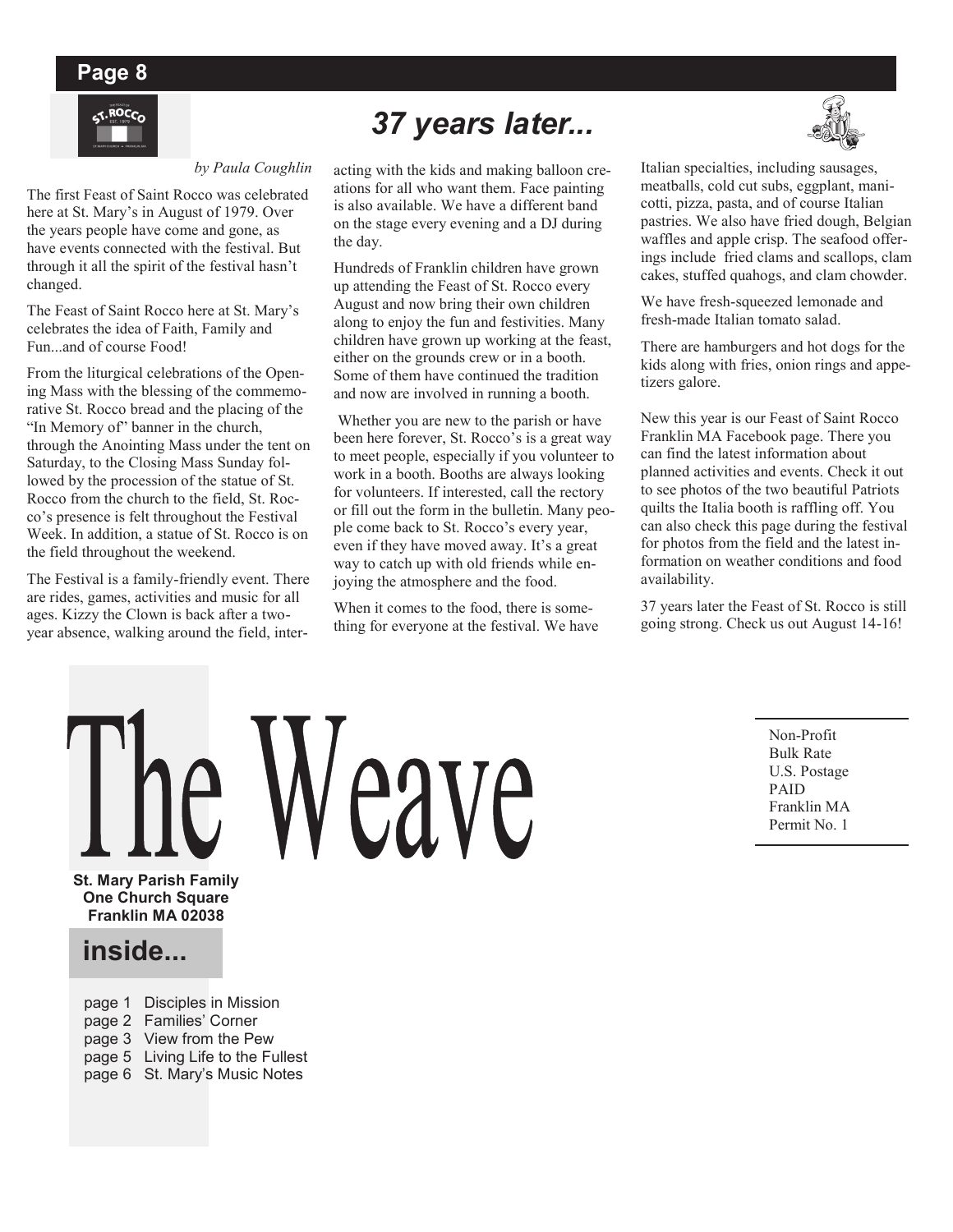# 37 years later...

*by Paula Coughlin*

The first Feast of Saint Rocco was celebrated here at St. Mary's in August of 1979. Over the years people have come and gone, as have events connected with the festival. But through it all the spirit of the festival hasn't changed.

The Feast of Saint Rocco here at St. Mary's celebrates the idea of Faith, Family and Fun...and of course Food!

From the liturgical celebrations of the Opening Mass with the blessing of the commemorative St. Rocco bread and the placing of the "In Memory of" banner in the church, through the Anointing Mass under the tent on Saturday, to the Closing Mass Sunday followed by the procession of the statue of St. Rocco from the church to the field, St. Rocco's presence is felt throughout the Festival Week. In addition, a statue of St. Rocco is on the field throughout the weekend.

The Festival is a family-friendly event. There are rides, games, activities and music for all ages. Kizzy the Clown is back after a two-year absence, walking around the field, interacting with the kids and making balloon creations for all who want them. Face painting is also available. We have a different band on the stage every evening and a DJ during the day.

Hundreds of Franklin children have grown up attending the Feast of St. Rocco every August and now bring their own children along to enjoy the fun and festivities. Many children have grown up working at the feast, either on the grounds crew or in a booth. Some of them have continued the tradition and now are involved in running a booth.

Whether you are new to the parish or have been here forever, St. Rocco's is a great way to meet people, especially if you volunteer to work in a booth. Booths are always looking for volunteers. If interested, call the rectory or fill out the form in the bulletin. Many people come back to St. Rocco's every year, even if they have moved away. It's a great way to catch up with old friends while enjoying the atmosphere and the food.

When it comes to the food, there is something for everyone at the festival. We have Italian specialties, including sausages, meatballs, cold cut subs, eggplant, manicotti, pizza, pasta, and of course Italian pastries. We also have fried dough, Belgian waffles and apple crisp. The seafood offerings include fried clams and scallops, clam cakes, stuffed quahogs, and clam chowder.

We have fresh-squeezed lemonade and fresh-made Italian tomato salad.

There are hamburgers and hot dogs for the kids along with fries, onion rings and appetizers galore.

New this year is our Feast of Saint Rocco Franklin MA Facebook page. There you can find the latest information about planned activities and events. Check it out to see photos of the two beautiful Patriots quilts the Italia booth is raffling off. You can also check this page during the festival for photos from the field and the latest information on weather conditions and food availability.

37 years later the Feast of St. Rocco is still going strong. Check us out August 14-16!

# The Weave

**St. Mary Parish Family**
**One Church Square**
**Franklin MA 02038**

Non-Profit
Bulk Rate
U.S. Postage
PAID
Franklin MA
Permit No. 1

## inside...

- page 1 Disciples in Mission
- page 2 Families' Corner
- page 3 View from the Pew
- page 5 Living Life to the Fullest
- page 6 St. Mary's Music Notes